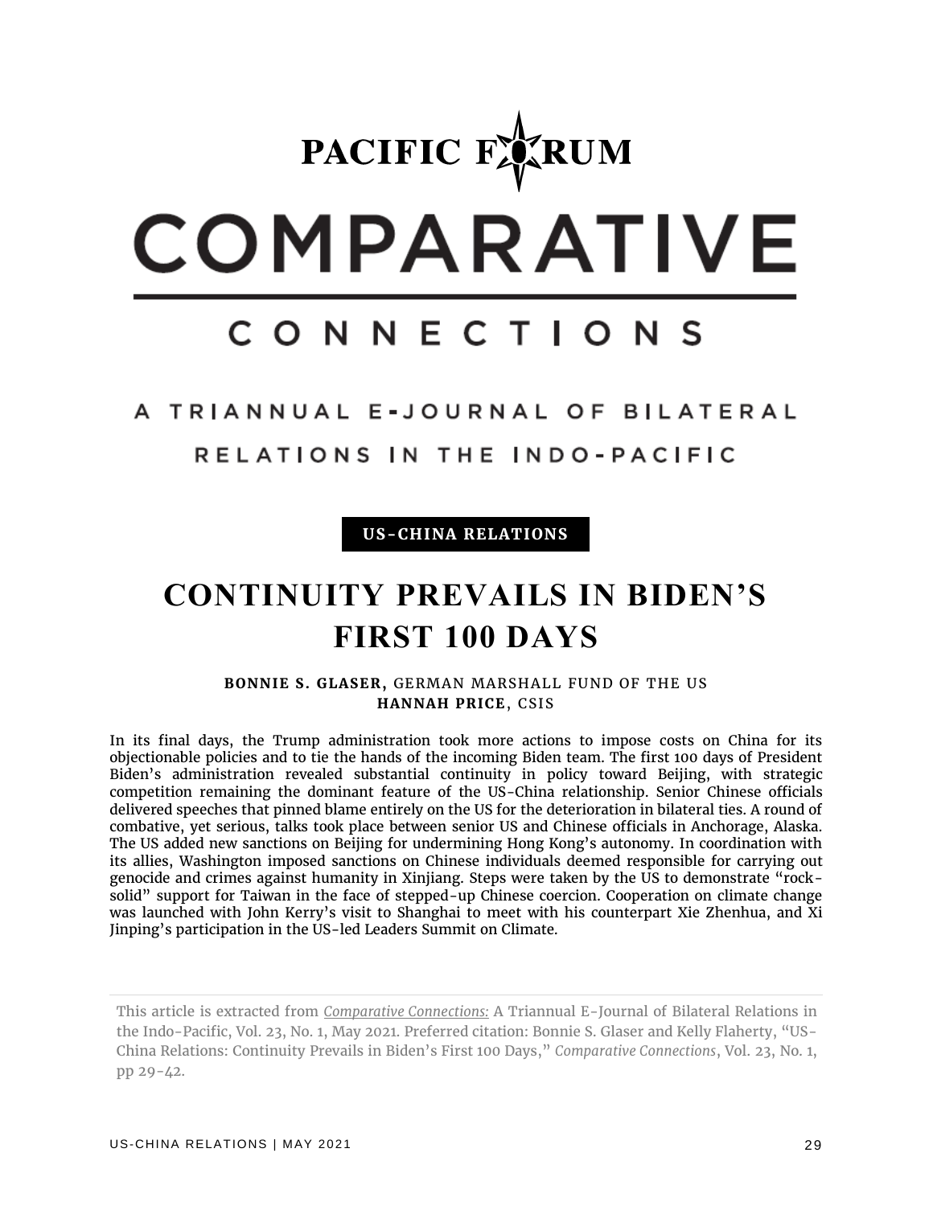# PACIFIC FORUM

# COMPARATIVE CONNECTIONS

A TRIANNUAL E-JOURNAL OF BILATERAL RELATIONS IN THE INDO-PACIFIC

**US-CHINA RELATIONS**

# CONTINUITY PREVAILS IN BIDEN'S FIRST 100 DAYS

**BONNIE S. GLASER,** GERMAN MARSHALL FUND OF THE US
**HANNAH PRICE**, CSIS

In its final days, the Trump administration took more actions to impose costs on China for its objectionable policies and to tie the hands of the incoming Biden team. The first 100 days of President Biden's administration revealed substantial continuity in policy toward Beijing, with strategic competition remaining the dominant feature of the US-China relationship. Senior Chinese officials delivered speeches that pinned blame entirely on the US for the deterioration in bilateral ties. A round of combative, yet serious, talks took place between senior US and Chinese officials in Anchorage, Alaska. The US added new sanctions on Beijing for undermining Hong Kong's autonomy. In coordination with its allies, Washington imposed sanctions on Chinese individuals deemed responsible for carrying out genocide and crimes against humanity in Xinjiang. Steps were taken by the US to demonstrate "rock-solid" support for Taiwan in the face of stepped-up Chinese coercion. Cooperation on climate change was launched with John Kerry's visit to Shanghai to meet with his counterpart Xie Zhenhua, and Xi Jinping's participation in the US-led Leaders Summit on Climate.

---

This article is extracted from *Comparative Connections:* A Triannual E-Journal of Bilateral Relations in the Indo-Pacific, Vol. 23, No. 1, May 2021. Preferred citation: Bonnie S. Glaser and Kelly Flaherty, "US-China Relations: Continuity Prevails in Biden's First 100 Days," *Comparative Connections*, Vol. 23, No. 1, pp 29-42.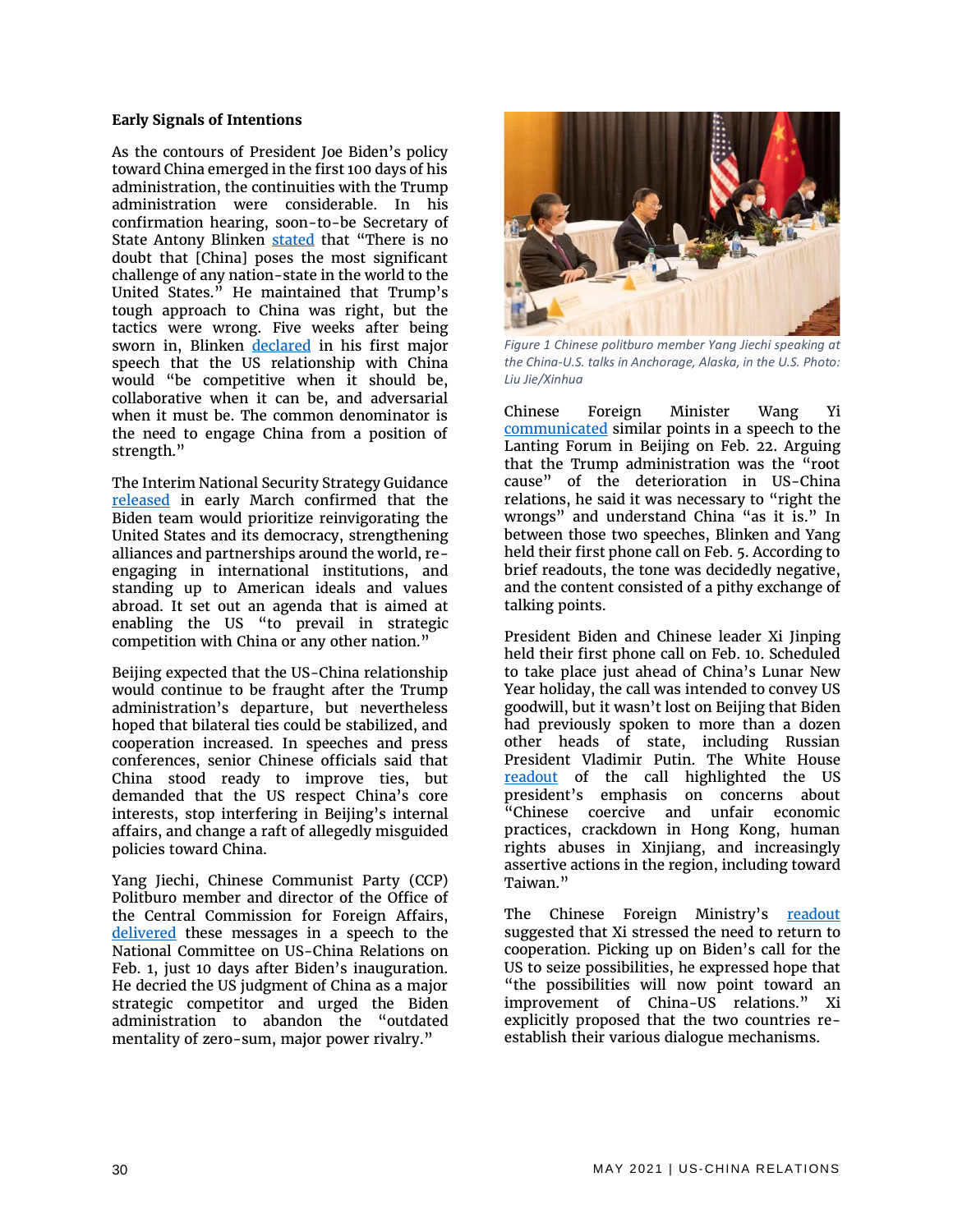### Early Signals of Intentions

As the contours of President Joe Biden's policy toward China emerged in the first 100 days of his administration, the continuities with the Trump administration were considerable. In his confirmation hearing, soon-to-be Secretary of State Antony Blinken stated that "There is no doubt that [China] poses the most significant challenge of any nation-state in the world to the United States." He maintained that Trump's tough approach to China was right, but the tactics were wrong. Five weeks after being sworn in, Blinken declared in his first major speech that the US relationship with China would "be competitive when it should be, collaborative when it can be, and adversarial when it must be. The common denominator is the need to engage China from a position of strength."

The Interim National Security Strategy Guidance released in early March confirmed that the Biden team would prioritize reinvigorating the United States and its democracy, strengthening alliances and partnerships around the world, re-engaging in international institutions, and standing up to American ideals and values abroad. It set out an agenda that is aimed at enabling the US "to prevail in strategic competition with China or any other nation."

Beijing expected that the US-China relationship would continue to be fraught after the Trump administration's departure, but nevertheless hoped that bilateral ties could be stabilized, and cooperation increased. In speeches and press conferences, senior Chinese officials said that China stood ready to improve ties, but demanded that the US respect China's core interests, stop interfering in Beijing's internal affairs, and change a raft of allegedly misguided policies toward China.

Yang Jiechi, Chinese Communist Party (CCP) Politburo member and director of the Office of the Central Commission for Foreign Affairs, delivered these messages in a speech to the National Committee on US-China Relations on Feb. 1, just 10 days after Biden's inauguration. He decried the US judgment of China as a major strategic competitor and urged the Biden administration to abandon the "outdated mentality of zero-sum, major power rivalry."

*Figure 1 Chinese politburo member Yang Jiechi speaking at the China-U.S. talks in Anchorage, Alaska, in the U.S. Photo: Liu Jie/Xinhua*

Chinese Foreign Minister Wang Yi communicated similar points in a speech to the Lanting Forum in Beijing on Feb. 22. Arguing that the Trump administration was the "root cause" of the deterioration in US-China relations, he said it was necessary to "right the wrongs" and understand China "as it is." In between those two speeches, Blinken and Yang held their first phone call on Feb. 5. According to brief readouts, the tone was decidedly negative, and the content consisted of a pithy exchange of talking points.

President Biden and Chinese leader Xi Jinping held their first phone call on Feb. 10. Scheduled to take place just ahead of China's Lunar New Year holiday, the call was intended to convey US goodwill, but it wasn't lost on Beijing that Biden had previously spoken to more than a dozen other heads of state, including Russian President Vladimir Putin. The White House readout of the call highlighted the US president's emphasis on concerns about "Chinese coercive and unfair economic practices, crackdown in Hong Kong, human rights abuses in Xinjiang, and increasingly assertive actions in the region, including toward Taiwan."

The Chinese Foreign Ministry's readout suggested that Xi stressed the need to return to cooperation. Picking up on Biden's call for the US to seize possibilities, he expressed hope that "the possibilities will now point toward an improvement of China-US relations." Xi explicitly proposed that the two countries re-establish their various dialogue mechanisms.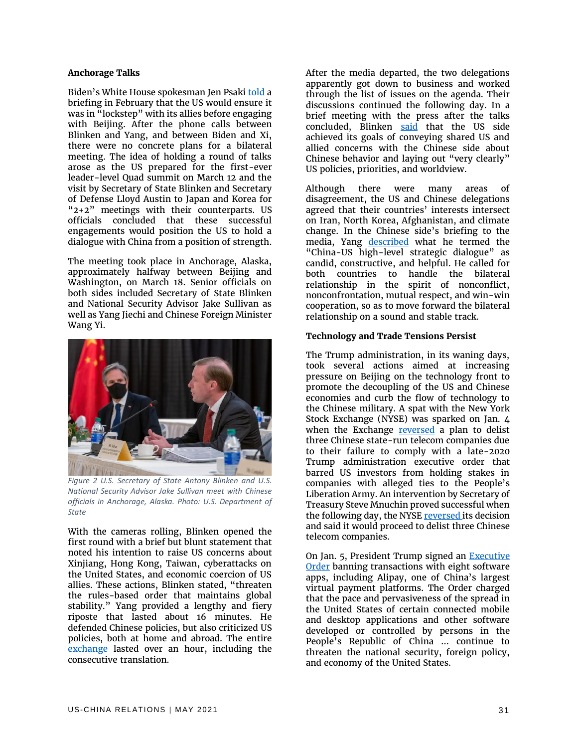**Anchorage Talks**

Biden's White House spokesman Jen Psaki told a briefing in February that the US would ensure it was in "lockstep" with its allies before engaging with Beijing. After the phone calls between Blinken and Yang, and between Biden and Xi, there were no concrete plans for a bilateral meeting. The idea of holding a round of talks arose as the US prepared for the first-ever leader-level Quad summit on March 12 and the visit by Secretary of State Blinken and Secretary of Defense Lloyd Austin to Japan and Korea for "2+2" meetings with their counterparts. US officials concluded that these successful engagements would position the US to hold a dialogue with China from a position of strength.

The meeting took place in Anchorage, Alaska, approximately halfway between Beijing and Washington, on March 18. Senior officials on both sides included Secretary of State Blinken and National Security Advisor Jake Sullivan as well as Yang Jiechi and Chinese Foreign Minister Wang Yi.

*Figure 2 U.S. Secretary of State Antony Blinken and U.S. National Security Advisor Jake Sullivan meet with Chinese officials in Anchorage, Alaska. Photo: U.S. Department of State*

With the cameras rolling, Blinken opened the first round with a brief but blunt statement that noted his intention to raise US concerns about Xinjiang, Hong Kong, Taiwan, cyberattacks on the United States, and economic coercion of US allies. These actions, Blinken stated, "threaten the rules-based order that maintains global stability." Yang provided a lengthy and fiery riposte that lasted about 16 minutes. He defended Chinese policies, but also criticized US policies, both at home and abroad. The entire exchange lasted over an hour, including the consecutive translation.

After the media departed, the two delegations apparently got down to business and worked through the list of issues on the agenda. Their discussions continued the following day. In a brief meeting with the press after the talks concluded, Blinken said that the US side achieved its goals of conveying shared US and allied concerns with the Chinese side about Chinese behavior and laying out "very clearly" US policies, priorities, and worldview.

Although there were many areas of disagreement, the US and Chinese delegations agreed that their countries' interests intersect on Iran, North Korea, Afghanistan, and climate change. In the Chinese side's briefing to the media, Yang described what he termed the "China-US high-level strategic dialogue" as candid, constructive, and helpful. He called for both countries to handle the bilateral relationship in the spirit of nonconflict, nonconfrontation, mutual respect, and win-win cooperation, so as to move forward the bilateral relationship on a sound and stable track.

**Technology and Trade Tensions Persist**

The Trump administration, in its waning days, took several actions aimed at increasing pressure on Beijing on the technology front to promote the decoupling of the US and Chinese economies and curb the flow of technology to the Chinese military. A spat with the New York Stock Exchange (NYSE) was sparked on Jan. 4 when the Exchange reversed a plan to delist three Chinese state-run telecom companies due to their failure to comply with a late-2020 Trump administration executive order that barred US investors from holding stakes in companies with alleged ties to the People's Liberation Army. An intervention by Secretary of Treasury Steve Mnuchin proved successful when the following day, the NYSE reversed its decision and said it would proceed to delist three Chinese telecom companies.

On Jan. 5, President Trump signed an Executive Order banning transactions with eight software apps, including Alipay, one of China's largest virtual payment platforms. The Order charged that the pace and pervasiveness of the spread in the United States of certain connected mobile and desktop applications and other software developed or controlled by persons in the People's Republic of China ... continue to threaten the national security, foreign policy, and economy of the United States.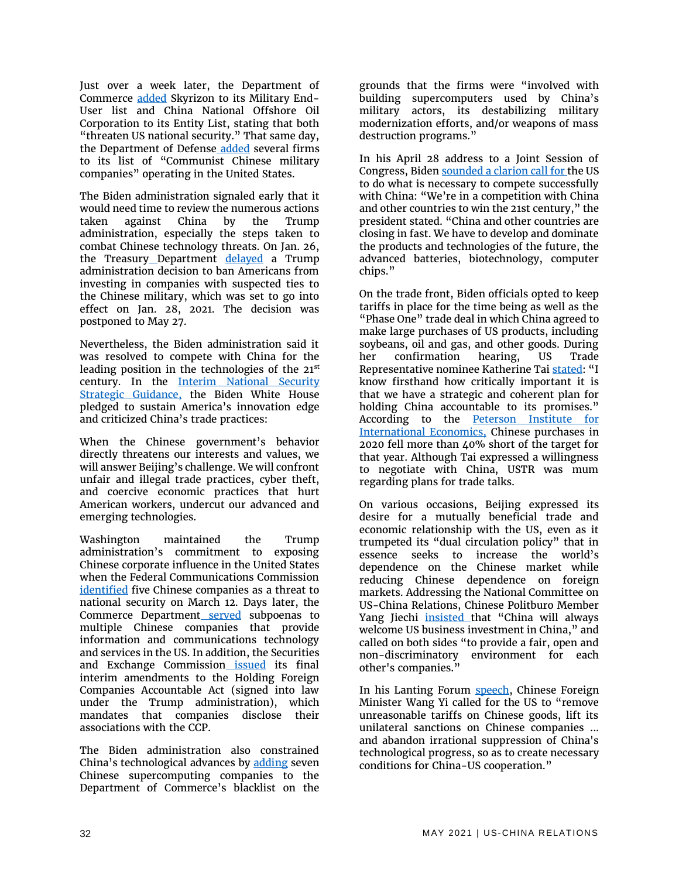Just over a week later, the Department of Commerce added Skyrizon to its Military End-User list and China National Offshore Oil Corporation to its Entity List, stating that both "threaten US national security." That same day, the Department of Defense added several firms to its list of "Communist Chinese military companies" operating in the United States.

The Biden administration signaled early that it would need time to review the numerous actions taken against China by the Trump administration, especially the steps taken to combat Chinese technology threats. On Jan. 26, the Treasury Department delayed a Trump administration decision to ban Americans from investing in companies with suspected ties to the Chinese military, which was set to go into effect on Jan. 28, 2021. The decision was postponed to May 27.

Nevertheless, the Biden administration said it was resolved to compete with China for the leading position in the technologies of the 21st century. In the Interim National Security Strategic Guidance, the Biden White House pledged to sustain America's innovation edge and criticized China's trade practices:

When the Chinese government's behavior directly threatens our interests and values, we will answer Beijing's challenge. We will confront unfair and illegal trade practices, cyber theft, and coercive economic practices that hurt American workers, undercut our advanced and emerging technologies.

Washington maintained the Trump administration's commitment to exposing Chinese corporate influence in the United States when the Federal Communications Commission identified five Chinese companies as a threat to national security on March 12. Days later, the Commerce Department served subpoenas to multiple Chinese companies that provide information and communications technology and services in the US. In addition, the Securities and Exchange Commission issued its final interim amendments to the Holding Foreign Companies Accountable Act (signed into law under the Trump administration), which mandates that companies disclose their associations with the CCP.

The Biden administration also constrained China's technological advances by adding seven Chinese supercomputing companies to the Department of Commerce's blacklist on the grounds that the firms were "involved with building supercomputers used by China's military actors, its destabilizing military modernization efforts, and/or weapons of mass destruction programs."

In his April 28 address to a Joint Session of Congress, Biden sounded a clarion call for the US to do what is necessary to compete successfully with China: "We're in a competition with China and other countries to win the 21st century," the president stated. "China and other countries are closing in fast. We have to develop and dominate the products and technologies of the future, the advanced batteries, biotechnology, computer chips."

On the trade front, Biden officials opted to keep tariffs in place for the time being as well as the "Phase One" trade deal in which China agreed to make large purchases of US products, including soybeans, oil and gas, and other goods. During her confirmation hearing, US Trade Representative nominee Katherine Tai stated: "I know firsthand how critically important it is that we have a strategic and coherent plan for holding China accountable to its promises." According to the Peterson Institute for International Economics, Chinese purchases in 2020 fell more than 40% short of the target for that year. Although Tai expressed a willingness to negotiate with China, USTR was mum regarding plans for trade talks.

On various occasions, Beijing expressed its desire for a mutually beneficial trade and economic relationship with the US, even as it trumpeted its "dual circulation policy" that in essence seeks to increase the world's dependence on the Chinese market while reducing Chinese dependence on foreign markets. Addressing the National Committee on US-China Relations, Chinese Politburo Member Yang Jiechi insisted that "China will always welcome US business investment in China," and called on both sides "to provide a fair, open and non-discriminatory environment for each other's companies."

In his Lanting Forum speech, Chinese Foreign Minister Wang Yi called for the US to "remove unreasonable tariffs on Chinese goods, lift its unilateral sanctions on Chinese companies … and abandon irrational suppression of China's technological progress, so as to create necessary conditions for China-US cooperation."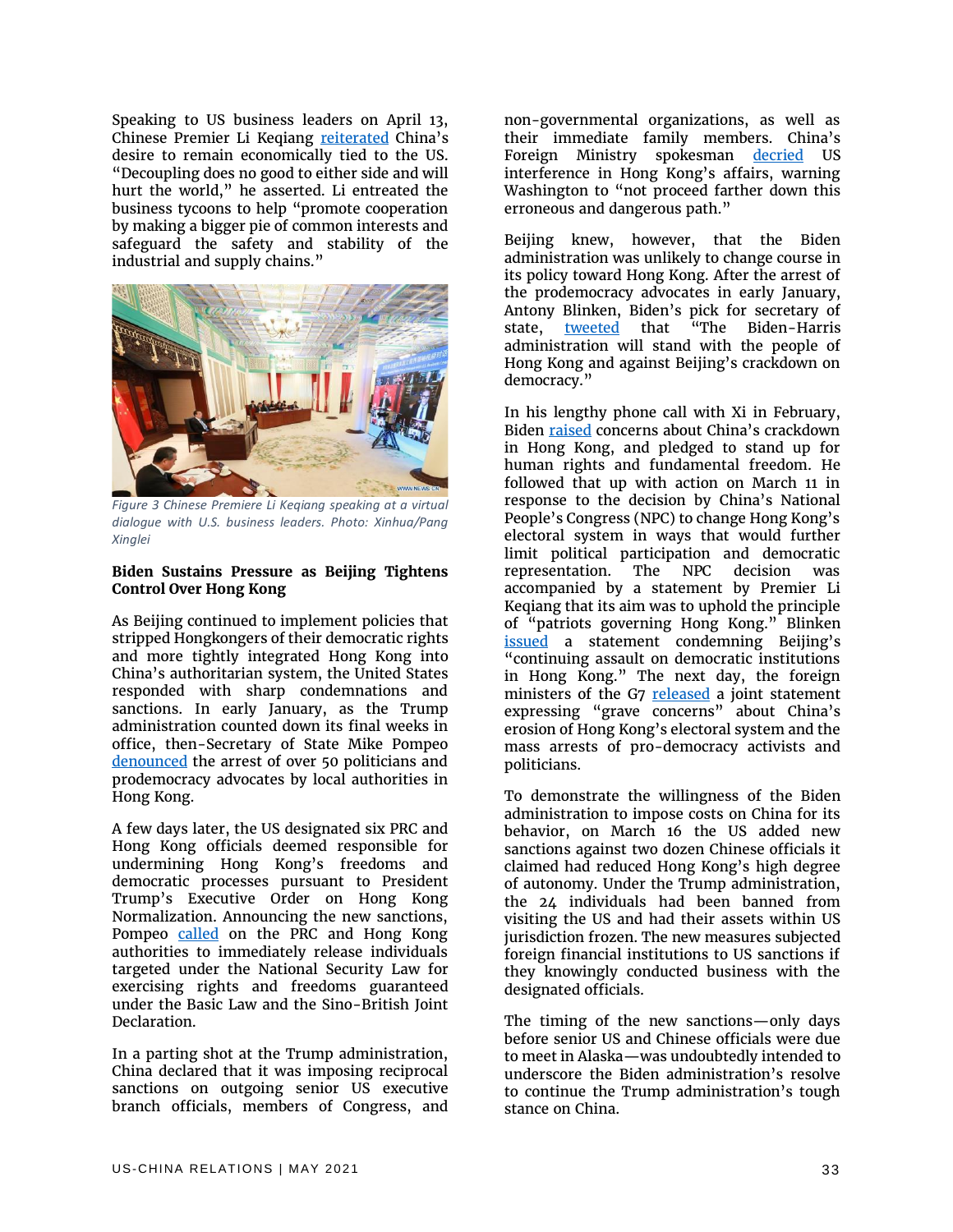Speaking to US business leaders on April 13, Chinese Premier Li Keqiang reiterated China's desire to remain economically tied to the US. "Decoupling does no good to either side and will hurt the world," he asserted. Li entreated the business tycoons to help "promote cooperation by making a bigger pie of common interests and safeguard the safety and stability of the industrial and supply chains."

*Figure 3 Chinese Premiere Li Keqiang speaking at a virtual dialogue with U.S. business leaders. Photo: Xinhua/Pang Xinglei*

**Biden Sustains Pressure as Beijing Tightens Control Over Hong Kong**

As Beijing continued to implement policies that stripped Hongkongers of their democratic rights and more tightly integrated Hong Kong into China's authoritarian system, the United States responded with sharp condemnations and sanctions. In early January, as the Trump administration counted down its final weeks in office, then-Secretary of State Mike Pompeo denounced the arrest of over 50 politicians and prodemocracy advocates by local authorities in Hong Kong.

A few days later, the US designated six PRC and Hong Kong officials deemed responsible for undermining Hong Kong's freedoms and democratic processes pursuant to President Trump's Executive Order on Hong Kong Normalization. Announcing the new sanctions, Pompeo called on the PRC and Hong Kong authorities to immediately release individuals targeted under the National Security Law for exercising rights and freedoms guaranteed under the Basic Law and the Sino-British Joint Declaration.

In a parting shot at the Trump administration, China declared that it was imposing reciprocal sanctions on outgoing senior US executive branch officials, members of Congress, and non-governmental organizations, as well as their immediate family members. China's Foreign Ministry spokesman decried US interference in Hong Kong's affairs, warning Washington to "not proceed farther down this erroneous and dangerous path."

Beijing knew, however, that the Biden administration was unlikely to change course in its policy toward Hong Kong. After the arrest of the prodemocracy advocates in early January, Antony Blinken, Biden's pick for secretary of state, tweeted that "The Biden-Harris administration will stand with the people of Hong Kong and against Beijing's crackdown on democracy."

In his lengthy phone call with Xi in February, Biden raised concerns about China's crackdown in Hong Kong, and pledged to stand up for human rights and fundamental freedom. He followed that up with action on March 11 in response to the decision by China's National People's Congress (NPC) to change Hong Kong's electoral system in ways that would further limit political participation and democratic representation. The NPC decision was accompanied by a statement by Premier Li Keqiang that its aim was to uphold the principle of "patriots governing Hong Kong." Blinken issued a statement condemning Beijing's "continuing assault on democratic institutions in Hong Kong." The next day, the foreign ministers of the G7 released a joint statement expressing "grave concerns" about China's erosion of Hong Kong's electoral system and the mass arrests of pro-democracy activists and politicians.

To demonstrate the willingness of the Biden administration to impose costs on China for its behavior, on March 16 the US added new sanctions against two dozen Chinese officials it claimed had reduced Hong Kong's high degree of autonomy. Under the Trump administration, the 24 individuals had been banned from visiting the US and had their assets within US jurisdiction frozen. The new measures subjected foreign financial institutions to US sanctions if they knowingly conducted business with the designated officials.

The timing of the new sanctions—only days before senior US and Chinese officials were due to meet in Alaska—was undoubtedly intended to underscore the Biden administration's resolve to continue the Trump administration's tough stance on China.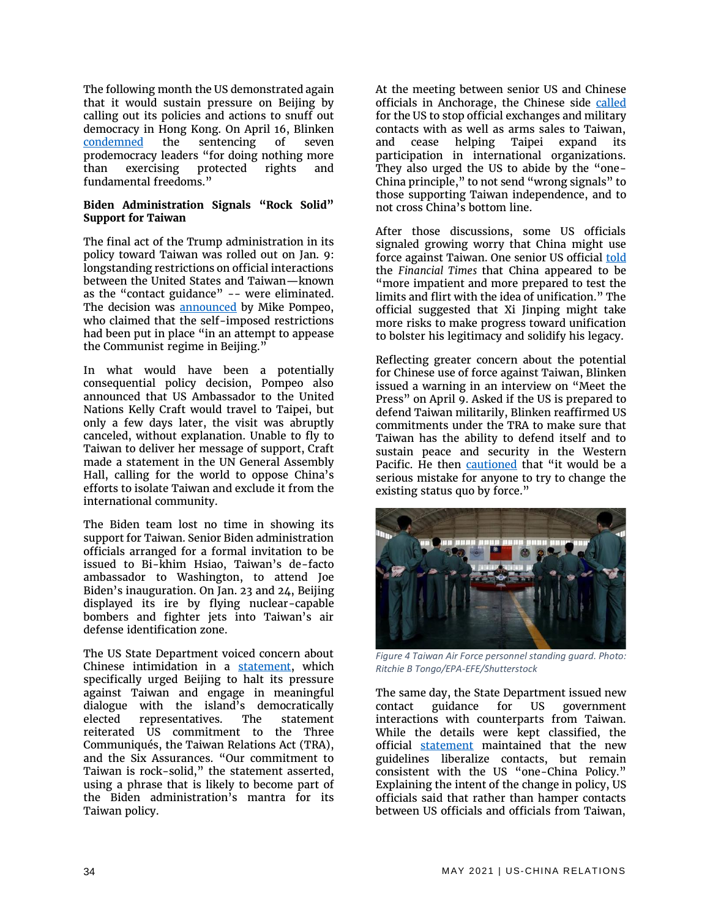The following month the US demonstrated again that it would sustain pressure on Beijing by calling out its policies and actions to snuff out democracy in Hong Kong. On April 16, Blinken condemned the sentencing of seven prodemocracy leaders "for doing nothing more than exercising protected rights and fundamental freedoms."

**Biden Administration Signals "Rock Solid" Support for Taiwan**

The final act of the Trump administration in its policy toward Taiwan was rolled out on Jan. 9: longstanding restrictions on official interactions between the United States and Taiwan—known as the "contact guidance" -- were eliminated. The decision was announced by Mike Pompeo, who claimed that the self-imposed restrictions had been put in place "in an attempt to appease the Communist regime in Beijing."

In what would have been a potentially consequential policy decision, Pompeo also announced that US Ambassador to the United Nations Kelly Craft would travel to Taipei, but only a few days later, the visit was abruptly canceled, without explanation. Unable to fly to Taiwan to deliver her message of support, Craft made a statement in the UN General Assembly Hall, calling for the world to oppose China's efforts to isolate Taiwan and exclude it from the international community.

The Biden team lost no time in showing its support for Taiwan. Senior Biden administration officials arranged for a formal invitation to be issued to Bi-khim Hsiao, Taiwan's de-facto ambassador to Washington, to attend Joe Biden's inauguration. On Jan. 23 and 24, Beijing displayed its ire by flying nuclear-capable bombers and fighter jets into Taiwan's air defense identification zone.

The US State Department voiced concern about Chinese intimidation in a statement, which specifically urged Beijing to halt its pressure against Taiwan and engage in meaningful dialogue with the island's democratically elected representatives. The statement reiterated US commitment to the Three Communiqués, the Taiwan Relations Act (TRA), and the Six Assurances. "Our commitment to Taiwan is rock-solid," the statement asserted, using a phrase that is likely to become part of the Biden administration's mantra for its Taiwan policy.

At the meeting between senior US and Chinese officials in Anchorage, the Chinese side called for the US to stop official exchanges and military contacts with as well as arms sales to Taiwan, and cease helping Taipei expand its participation in international organizations. They also urged the US to abide by the "one-China principle," to not send "wrong signals" to those supporting Taiwan independence, and to not cross China's bottom line.

After those discussions, some US officials signaled growing worry that China might use force against Taiwan. One senior US official told the *Financial Times* that China appeared to be "more impatient and more prepared to test the limits and flirt with the idea of unification." The official suggested that Xi Jinping might take more risks to make progress toward unification to bolster his legitimacy and solidify his legacy.

Reflecting greater concern about the potential for Chinese use of force against Taiwan, Blinken issued a warning in an interview on "Meet the Press" on April 9. Asked if the US is prepared to defend Taiwan militarily, Blinken reaffirmed US commitments under the TRA to make sure that Taiwan has the ability to defend itself and to sustain peace and security in the Western Pacific. He then cautioned that "it would be a serious mistake for anyone to try to change the existing status quo by force."

*Figure 4 Taiwan Air Force personnel standing guard. Photo: Ritchie B Tongo/EPA-EFE/Shutterstock*

The same day, the State Department issued new contact guidance for US government interactions with counterparts from Taiwan. While the details were kept classified, the official statement maintained that the new guidelines liberalize contacts, but remain consistent with the US "one-China Policy." Explaining the intent of the change in policy, US officials said that rather than hamper contacts between US officials and officials from Taiwan,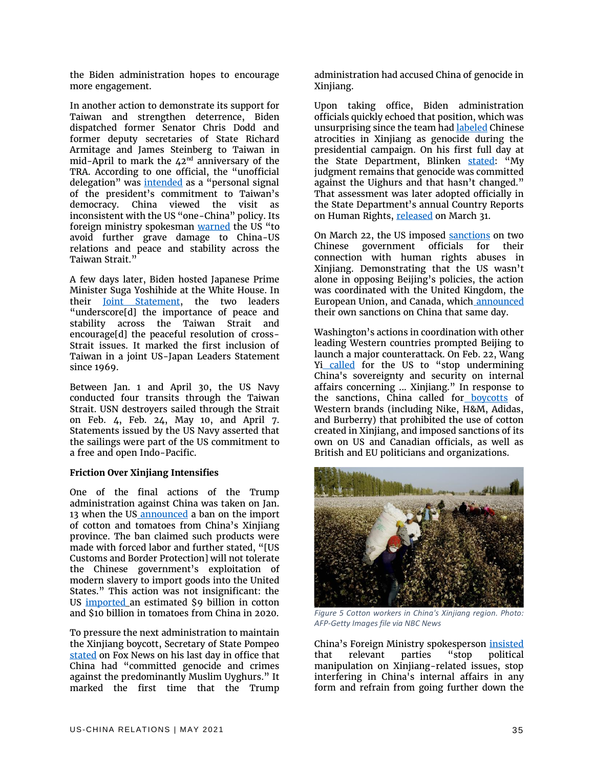the Biden administration hopes to encourage more engagement.

In another action to demonstrate its support for Taiwan and strengthen deterrence, Biden dispatched former Senator Chris Dodd and former deputy secretaries of State Richard Armitage and James Steinberg to Taiwan in mid-April to mark the 42nd anniversary of the TRA. According to one official, the "unofficial delegation" was intended as a "personal signal of the president's commitment to Taiwan's democracy. China viewed the visit as inconsistent with the US "one-China" policy. Its foreign ministry spokesman warned the US "to avoid further grave damage to China-US relations and peace and stability across the Taiwan Strait."

A few days later, Biden hosted Japanese Prime Minister Suga Yoshihide at the White House. In their Joint Statement, the two leaders "underscore[d] the importance of peace and stability across the Taiwan Strait and encourage[d] the peaceful resolution of cross-Strait issues. It marked the first inclusion of Taiwan in a joint US-Japan Leaders Statement since 1969.

Between Jan. 1 and April 30, the US Navy conducted four transits through the Taiwan Strait. USN destroyers sailed through the Strait on Feb. 4, Feb. 24, May 10, and April 7. Statements issued by the US Navy asserted that the sailings were part of the US commitment to a free and open Indo-Pacific.

**Friction Over Xinjiang Intensifies**

One of the final actions of the Trump administration against China was taken on Jan. 13 when the US announced a ban on the import of cotton and tomatoes from China's Xinjiang province. The ban claimed such products were made with forced labor and further stated, "[US Customs and Border Protection] will not tolerate the Chinese government's exploitation of modern slavery to import goods into the United States." This action was not insignificant: the US imported an estimated $9 billion in cotton and $10 billion in tomatoes from China in 2020.

To pressure the next administration to maintain the Xinjiang boycott, Secretary of State Pompeo stated on Fox News on his last day in office that China had "committed genocide and crimes against the predominantly Muslim Uyghurs." It marked the first time that the Trump administration had accused China of genocide in Xinjiang.

Upon taking office, Biden administration officials quickly echoed that position, which was unsurprising since the team had labeled Chinese atrocities in Xinjiang as genocide during the presidential campaign. On his first full day at the State Department, Blinken stated: "My judgment remains that genocide was committed against the Uighurs and that hasn't changed." That assessment was later adopted officially in the State Department's annual Country Reports on Human Rights, released on March 31.

On March 22, the US imposed sanctions on two Chinese government officials for their connection with human rights abuses in Xinjiang. Demonstrating that the US wasn't alone in opposing Beijing's policies, the action was coordinated with the United Kingdom, the European Union, and Canada, which announced their own sanctions on China that same day.

Washington's actions in coordination with other leading Western countries prompted Beijing to launch a major counterattack. On Feb. 22, Wang Yi called for the US to "stop undermining China's sovereignty and security on internal affairs concerning ... Xinjiang." In response to the sanctions, China called for boycotts of Western brands (including Nike, H&M, Adidas, and Burberry) that prohibited the use of cotton created in Xinjiang, and imposed sanctions of its own on US and Canadian officials, as well as British and EU politicians and organizations.

*Figure 5 Cotton workers in China's Xinjiang region. Photo: AFP-Getty Images file via NBC News*

China's Foreign Ministry spokesperson insisted that relevant parties "stop political manipulation on Xinjiang-related issues, stop interfering in China's internal affairs in any form and refrain from going further down the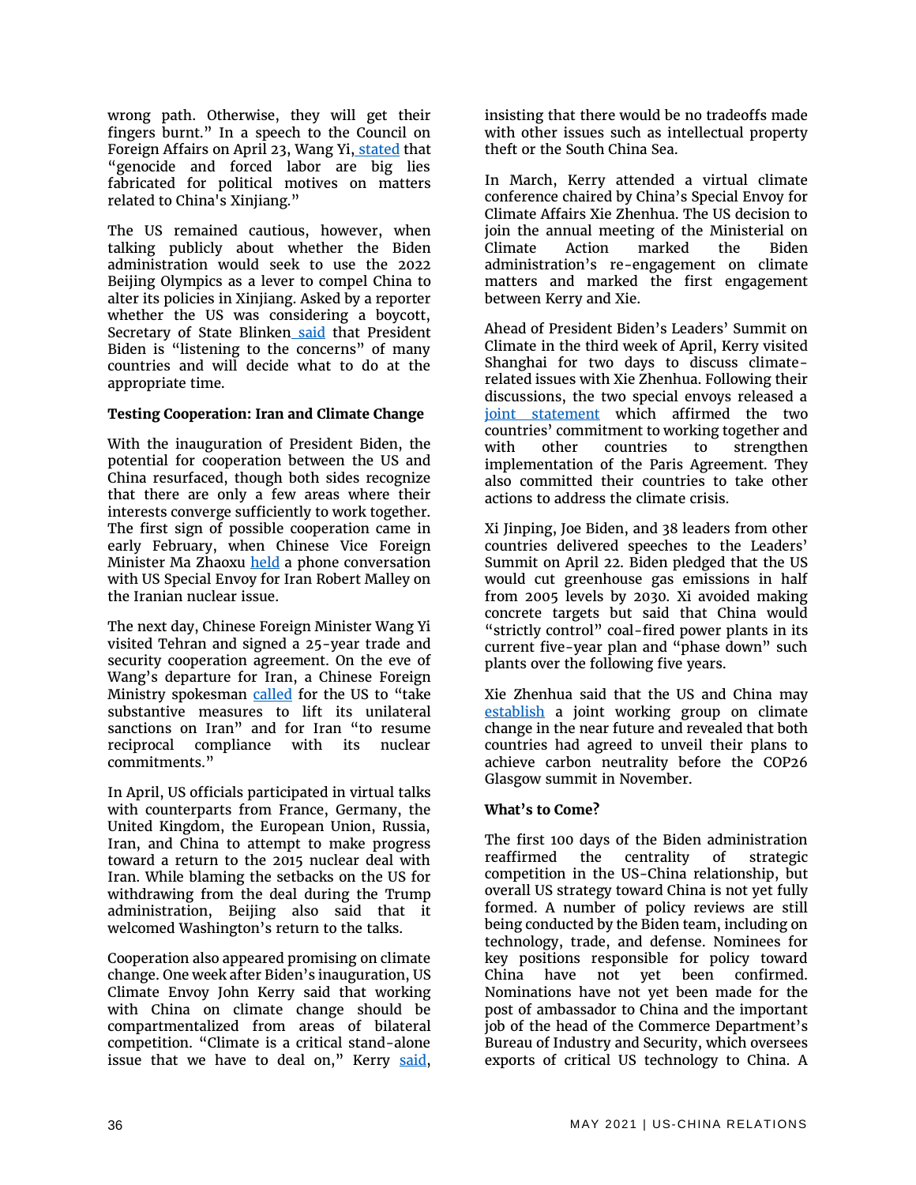wrong path. Otherwise, they will get their fingers burnt." In a speech to the Council on Foreign Affairs on April 23, Wang Yi, stated that "genocide and forced labor are big lies fabricated for political motives on matters related to China's Xinjiang."

The US remained cautious, however, when talking publicly about whether the Biden administration would seek to use the 2022 Beijing Olympics as a lever to compel China to alter its policies in Xinjiang. Asked by a reporter whether the US was considering a boycott, Secretary of State Blinken said that President Biden is "listening to the concerns" of many countries and will decide what to do at the appropriate time.

**Testing Cooperation: Iran and Climate Change**

With the inauguration of President Biden, the potential for cooperation between the US and China resurfaced, though both sides recognize that there are only a few areas where their interests converge sufficiently to work together. The first sign of possible cooperation came in early February, when Chinese Vice Foreign Minister Ma Zhaoxu held a phone conversation with US Special Envoy for Iran Robert Malley on the Iranian nuclear issue.

The next day, Chinese Foreign Minister Wang Yi visited Tehran and signed a 25-year trade and security cooperation agreement. On the eve of Wang's departure for Iran, a Chinese Foreign Ministry spokesman called for the US to "take substantive measures to lift its unilateral sanctions on Iran" and for Iran "to resume reciprocal compliance with its nuclear commitments."

In April, US officials participated in virtual talks with counterparts from France, Germany, the United Kingdom, the European Union, Russia, Iran, and China to attempt to make progress toward a return to the 2015 nuclear deal with Iran. While blaming the setbacks on the US for withdrawing from the deal during the Trump administration, Beijing also said that it welcomed Washington's return to the talks.

Cooperation also appeared promising on climate change. One week after Biden's inauguration, US Climate Envoy John Kerry said that working with China on climate change should be compartmentalized from areas of bilateral competition. "Climate is a critical stand-alone issue that we have to deal on," Kerry said, insisting that there would be no tradeoffs made with other issues such as intellectual property theft or the South China Sea.

In March, Kerry attended a virtual climate conference chaired by China's Special Envoy for Climate Affairs Xie Zhenhua. The US decision to join the annual meeting of the Ministerial on Climate Action marked the Biden administration's re-engagement on climate matters and marked the first engagement between Kerry and Xie.

Ahead of President Biden's Leaders' Summit on Climate in the third week of April, Kerry visited Shanghai for two days to discuss climate-related issues with Xie Zhenhua. Following their discussions, the two special envoys released a joint statement which affirmed the two countries' commitment to working together and with other countries to strengthen implementation of the Paris Agreement. They also committed their countries to take other actions to address the climate crisis.

Xi Jinping, Joe Biden, and 38 leaders from other countries delivered speeches to the Leaders' Summit on April 22. Biden pledged that the US would cut greenhouse gas emissions in half from 2005 levels by 2030. Xi avoided making concrete targets but said that China would "strictly control" coal-fired power plants in its current five-year plan and "phase down" such plants over the following five years.

Xie Zhenhua said that the US and China may establish a joint working group on climate change in the near future and revealed that both countries had agreed to unveil their plans to achieve carbon neutrality before the COP26 Glasgow summit in November.

**What's to Come?**

The first 100 days of the Biden administration reaffirmed the centrality of strategic competition in the US-China relationship, but overall US strategy toward China is not yet fully formed. A number of policy reviews are still being conducted by the Biden team, including on technology, trade, and defense. Nominees for key positions responsible for policy toward China have not yet been confirmed. Nominations have not yet been made for the post of ambassador to China and the important job of the head of the Commerce Department's Bureau of Industry and Security, which oversees exports of critical US technology to China. A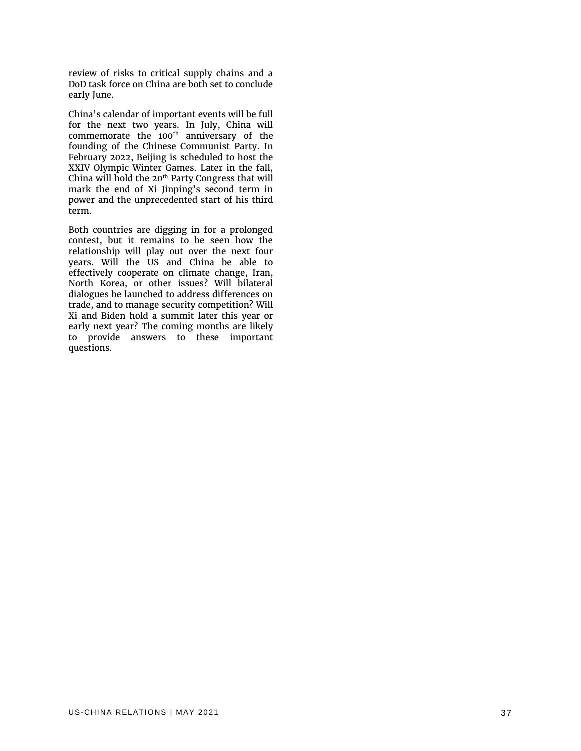review of risks to critical supply chains and a DoD task force on China are both set to conclude early June.

China's calendar of important events will be full for the next two years. In July, China will commemorate the 100th anniversary of the founding of the Chinese Communist Party. In February 2022, Beijing is scheduled to host the XXIV Olympic Winter Games. Later in the fall, China will hold the 20th Party Congress that will mark the end of Xi Jinping's second term in power and the unprecedented start of his third term.

Both countries are digging in for a prolonged contest, but it remains to be seen how the relationship will play out over the next four years. Will the US and China be able to effectively cooperate on climate change, Iran, North Korea, or other issues? Will bilateral dialogues be launched to address differences on trade, and to manage security competition? Will Xi and Biden hold a summit later this year or early next year? The coming months are likely to provide answers to these important questions.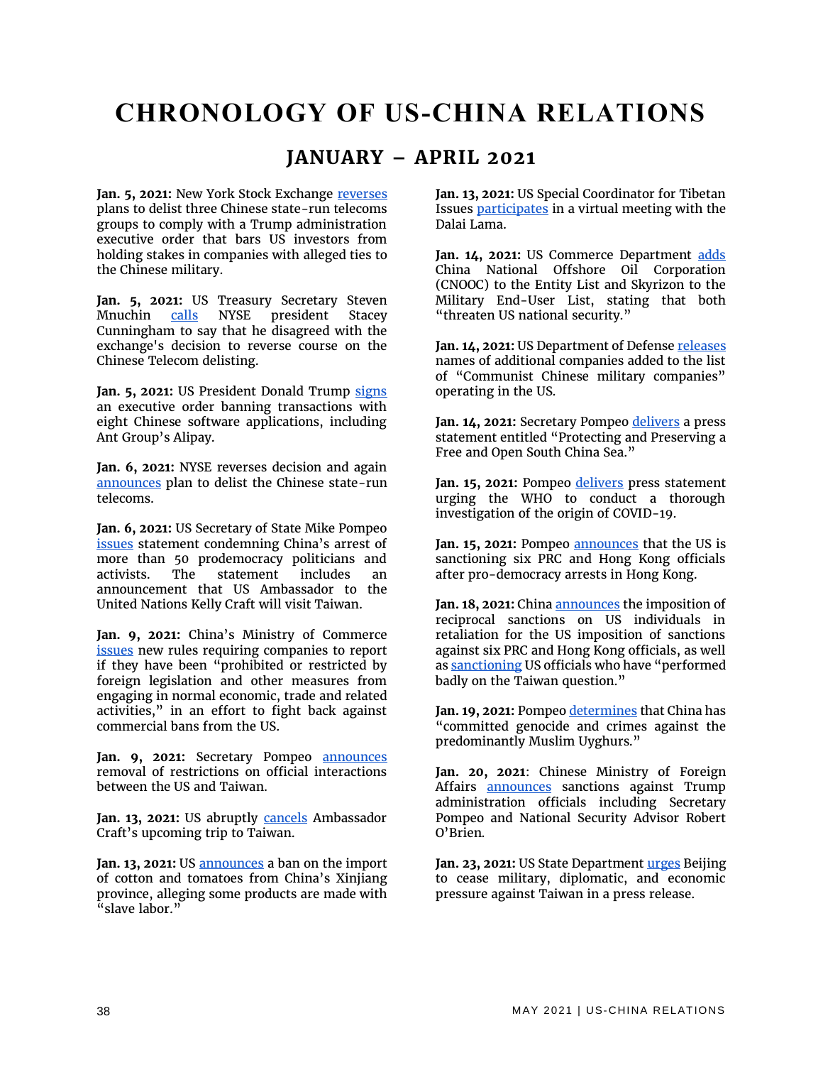# CHRONOLOGY OF US-CHINA RELATIONS

## JANUARY – APRIL 2021

**Jan. 5, 2021:** New York Stock Exchange reverses plans to delist three Chinese state-run telecoms groups to comply with a Trump administration executive order that bars US investors from holding stakes in companies with alleged ties to the Chinese military.

**Jan. 5, 2021:** US Treasury Secretary Steven Mnuchin calls NYSE president Stacey Cunningham to say that he disagreed with the exchange's decision to reverse course on the Chinese Telecom delisting.

**Jan. 5, 2021:** US President Donald Trump signs an executive order banning transactions with eight Chinese software applications, including Ant Group's Alipay.

**Jan. 6, 2021:** NYSE reverses decision and again announces plan to delist the Chinese state-run telecoms.

**Jan. 6, 2021:** US Secretary of State Mike Pompeo issues statement condemning China's arrest of more than 50 prodemocracy politicians and activists. The statement includes an announcement that US Ambassador to the United Nations Kelly Craft will visit Taiwan.

**Jan. 9, 2021:** China's Ministry of Commerce issues new rules requiring companies to report if they have been "prohibited or restricted by foreign legislation and other measures from engaging in normal economic, trade and related activities," in an effort to fight back against commercial bans from the US.

**Jan. 9, 2021:** Secretary Pompeo announces removal of restrictions on official interactions between the US and Taiwan.

**Jan. 13, 2021:** US abruptly cancels Ambassador Craft's upcoming trip to Taiwan.

**Jan. 13, 2021:** US announces a ban on the import of cotton and tomatoes from China's Xinjiang province, alleging some products are made with "slave labor."

**Jan. 13, 2021:** US Special Coordinator for Tibetan Issues participates in a virtual meeting with the Dalai Lama.

**Jan. 14, 2021:** US Commerce Department adds China National Offshore Oil Corporation (CNOOC) to the Entity List and Skyrizon to the Military End-User List, stating that both "threaten US national security."

**Jan. 14, 2021:** US Department of Defense releases names of additional companies added to the list of "Communist Chinese military companies" operating in the US.

**Jan. 14, 2021:** Secretary Pompeo delivers a press statement entitled "Protecting and Preserving a Free and Open South China Sea."

**Jan. 15, 2021:** Pompeo delivers press statement urging the WHO to conduct a thorough investigation of the origin of COVID-19.

**Jan. 15, 2021:** Pompeo announces that the US is sanctioning six PRC and Hong Kong officials after pro-democracy arrests in Hong Kong.

**Jan. 18, 2021:** China announces the imposition of reciprocal sanctions on US individuals in retaliation for the US imposition of sanctions against six PRC and Hong Kong officials, as well as sanctioning US officials who have "performed badly on the Taiwan question."

**Jan. 19, 2021:** Pompeo determines that China has "committed genocide and crimes against the predominantly Muslim Uyghurs."

**Jan. 20, 2021**: Chinese Ministry of Foreign Affairs announces sanctions against Trump administration officials including Secretary Pompeo and National Security Advisor Robert O'Brien.

**Jan. 23, 2021:** US State Department urges Beijing to cease military, diplomatic, and economic pressure against Taiwan in a press release.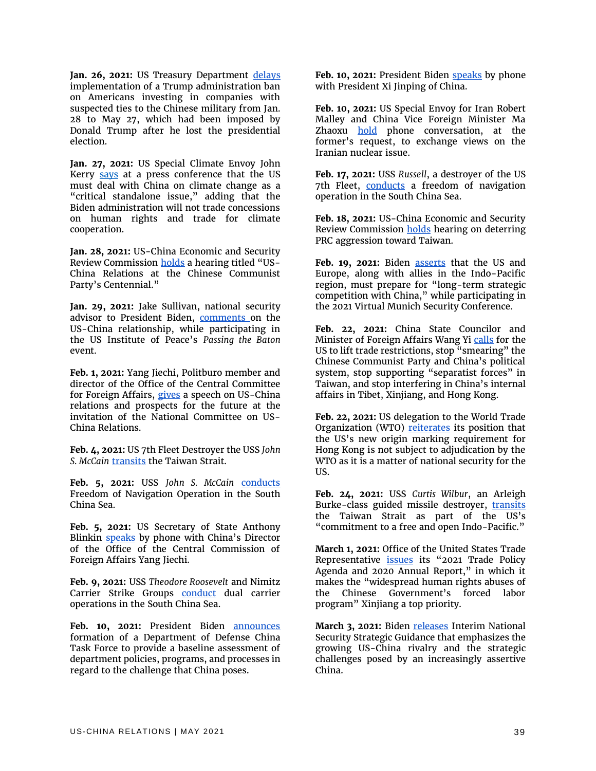**Jan. 26, 2021:** US Treasury Department delays implementation of a Trump administration ban on Americans investing in companies with suspected ties to the Chinese military from Jan. 28 to May 27, which had been imposed by Donald Trump after he lost the presidential election.

**Jan. 27, 2021:** US Special Climate Envoy John Kerry says at a press conference that the US must deal with China on climate change as a "critical standalone issue," adding that the Biden administration will not trade concessions on human rights and trade for climate cooperation.

**Jan. 28, 2021:** US-China Economic and Security Review Commission holds a hearing titled "US-China Relations at the Chinese Communist Party's Centennial."

**Jan. 29, 2021:** Jake Sullivan, national security advisor to President Biden, comments on the US-China relationship, while participating in the US Institute of Peace's *Passing the Baton* event.

**Feb. 1, 2021:** Yang Jiechi, Politburo member and director of the Office of the Central Committee for Foreign Affairs, gives a speech on US-China relations and prospects for the future at the invitation of the National Committee on US-China Relations.

**Feb. 4, 2021:** US 7th Fleet Destroyer the USS *John S. McCain* transits the Taiwan Strait.

**Feb. 5, 2021:** USS *John S. McCain* conducts Freedom of Navigation Operation in the South China Sea.

**Feb. 5, 2021:** US Secretary of State Anthony Blinkin speaks by phone with China's Director of the Office of the Central Commission of Foreign Affairs Yang Jiechi.

**Feb. 9, 2021:** USS *Theodore Roosevelt* and Nimitz Carrier Strike Groups conduct dual carrier operations in the South China Sea.

**Feb. 10, 2021:** President Biden announces formation of a Department of Defense China Task Force to provide a baseline assessment of department policies, programs, and processes in regard to the challenge that China poses.

**Feb. 10, 2021:** President Biden speaks by phone with President Xi Jinping of China.

**Feb. 10, 2021:** US Special Envoy for Iran Robert Malley and China Vice Foreign Minister Ma Zhaoxu hold phone conversation, at the former's request, to exchange views on the Iranian nuclear issue.

**Feb. 17, 2021:** USS *Russell*, a destroyer of the US 7th Fleet, conducts a freedom of navigation operation in the South China Sea.

**Feb. 18, 2021:** US-China Economic and Security Review Commission holds hearing on deterring PRC aggression toward Taiwan.

**Feb. 19, 2021:** Biden asserts that the US and Europe, along with allies in the Indo-Pacific region, must prepare for "long-term strategic competition with China," while participating in the 2021 Virtual Munich Security Conference.

**Feb. 22, 2021:** China State Councilor and Minister of Foreign Affairs Wang Yi calls for the US to lift trade restrictions, stop "smearing" the Chinese Communist Party and China's political system, stop supporting "separatist forces" in Taiwan, and stop interfering in China's internal affairs in Tibet, Xinjiang, and Hong Kong.

**Feb. 22, 2021:** US delegation to the World Trade Organization (WTO) reiterates its position that the US's new origin marking requirement for Hong Kong is not subject to adjudication by the WTO as it is a matter of national security for the US.

**Feb. 24, 2021:** USS *Curtis Wilbur*, an Arleigh Burke-class guided missile destroyer, transits the Taiwan Strait as part of the US's "commitment to a free and open Indo-Pacific."

**March 1, 2021:** Office of the United States Trade Representative issues its "2021 Trade Policy Agenda and 2020 Annual Report," in which it makes the "widespread human rights abuses of the Chinese Government's forced labor program" Xinjiang a top priority.

**March 3, 2021:** Biden releases Interim National Security Strategic Guidance that emphasizes the growing US-China rivalry and the strategic challenges posed by an increasingly assertive China.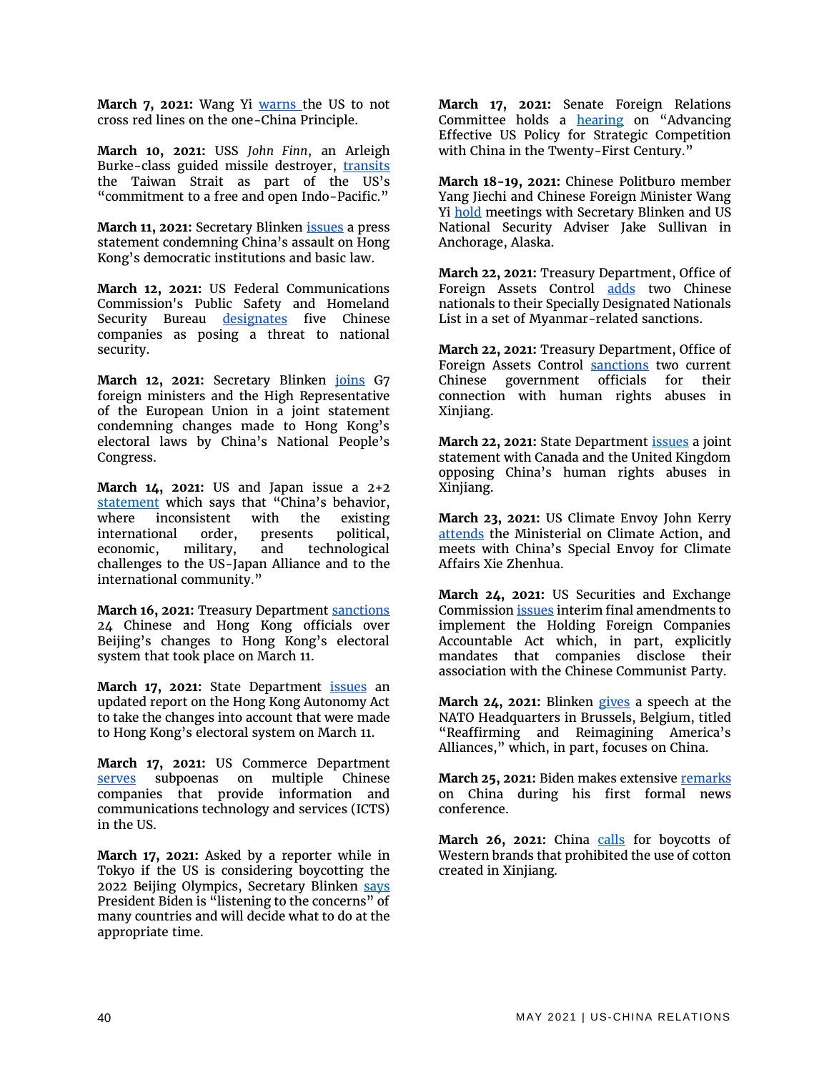**March 7, 2021:** Wang Yi warns the US to not cross red lines on the one-China Principle.

**March 10, 2021:** USS *John Finn*, an Arleigh Burke-class guided missile destroyer, transits the Taiwan Strait as part of the US's "commitment to a free and open Indo-Pacific."

**March 11, 2021:** Secretary Blinken issues a press statement condemning China's assault on Hong Kong's democratic institutions and basic law.

**March 12, 2021:** US Federal Communications Commission's Public Safety and Homeland Security Bureau designates five Chinese companies as posing a threat to national security.

**March 12, 2021:** Secretary Blinken joins G7 foreign ministers and the High Representative of the European Union in a joint statement condemning changes made to Hong Kong's electoral laws by China's National People's Congress.

**March 14, 2021:** US and Japan issue a 2+2 statement which says that "China's behavior, where inconsistent with the existing international order, presents political, economic, military, and technological challenges to the US-Japan Alliance and to the international community."

**March 16, 2021:** Treasury Department sanctions 24 Chinese and Hong Kong officials over Beijing's changes to Hong Kong's electoral system that took place on March 11.

**March 17, 2021:** State Department issues an updated report on the Hong Kong Autonomy Act to take the changes into account that were made to Hong Kong's electoral system on March 11.

**March 17, 2021:** US Commerce Department serves subpoenas on multiple Chinese companies that provide information and communications technology and services (ICTS) in the US.

**March 17, 2021:** Asked by a reporter while in Tokyo if the US is considering boycotting the 2022 Beijing Olympics, Secretary Blinken says President Biden is "listening to the concerns" of many countries and will decide what to do at the appropriate time.

**March 17, 2021:** Senate Foreign Relations Committee holds a hearing on "Advancing Effective US Policy for Strategic Competition with China in the Twenty-First Century."

**March 18-19, 2021:** Chinese Politburo member Yang Jiechi and Chinese Foreign Minister Wang Yi hold meetings with Secretary Blinken and US National Security Adviser Jake Sullivan in Anchorage, Alaska.

**March 22, 2021:** Treasury Department, Office of Foreign Assets Control adds two Chinese nationals to their Specially Designated Nationals List in a set of Myanmar-related sanctions.

**March 22, 2021:** Treasury Department, Office of Foreign Assets Control sanctions two current Chinese government officials for their connection with human rights abuses in Xinjiang.

**March 22, 2021:** State Department issues a joint statement with Canada and the United Kingdom opposing China's human rights abuses in Xinjiang.

**March 23, 2021:** US Climate Envoy John Kerry attends the Ministerial on Climate Action, and meets with China's Special Envoy for Climate Affairs Xie Zhenhua.

**March 24, 2021:** US Securities and Exchange Commission issues interim final amendments to implement the Holding Foreign Companies Accountable Act which, in part, explicitly mandates that companies disclose their association with the Chinese Communist Party.

**March 24, 2021:** Blinken gives a speech at the NATO Headquarters in Brussels, Belgium, titled "Reaffirming and Reimagining America's Alliances," which, in part, focuses on China.

**March 25, 2021:** Biden makes extensive remarks on China during his first formal news conference.

**March 26, 2021:** China calls for boycotts of Western brands that prohibited the use of cotton created in Xinjiang.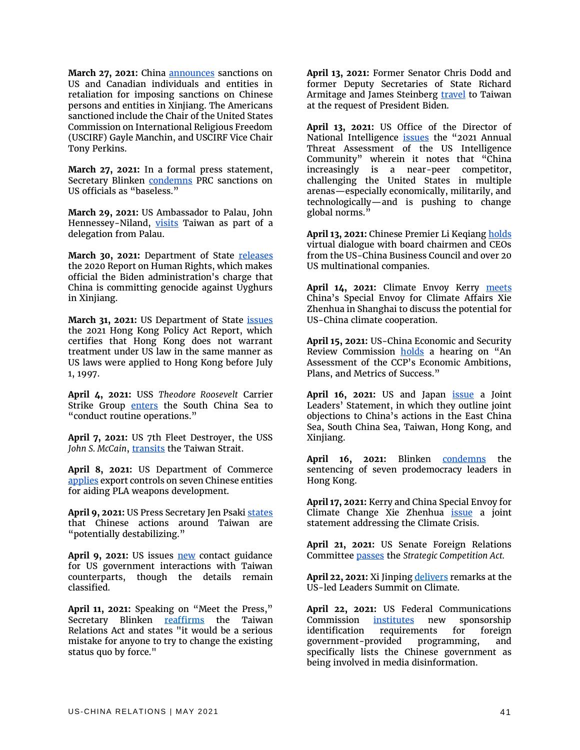**March 27, 2021:** China announces sanctions on US and Canadian individuals and entities in retaliation for imposing sanctions on Chinese persons and entities in Xinjiang. The Americans sanctioned include the Chair of the United States Commission on International Religious Freedom (USCIRF) Gayle Manchin, and USCIRF Vice Chair Tony Perkins.

**March 27, 2021:** In a formal press statement, Secretary Blinken condemns PRC sanctions on US officials as "baseless."

**March 29, 2021:** US Ambassador to Palau, John Hennessey-Niland, visits Taiwan as part of a delegation from Palau.

**March 30, 2021:** Department of State releases the 2020 Report on Human Rights, which makes official the Biden administration's charge that China is committing genocide against Uyghurs in Xinjiang.

**March 31, 2021:** US Department of State issues the 2021 Hong Kong Policy Act Report, which certifies that Hong Kong does not warrant treatment under US law in the same manner as US laws were applied to Hong Kong before July 1, 1997.

**April 4, 2021:** USS *Theodore Roosevelt* Carrier Strike Group enters the South China Sea to "conduct routine operations."

**April 7, 2021:** US 7th Fleet Destroyer, the USS *John S. McCain*, transits the Taiwan Strait.

**April 8, 2021:** US Department of Commerce applies export controls on seven Chinese entities for aiding PLA weapons development.

**April 9, 2021:** US Press Secretary Jen Psaki states that Chinese actions around Taiwan are "potentially destabilizing."

**April 9, 2021:** US issues new contact guidance for US government interactions with Taiwan counterparts, though the details remain classified.

**April 11, 2021:** Speaking on "Meet the Press," Secretary Blinken reaffirms the Taiwan Relations Act and states "it would be a serious mistake for anyone to try to change the existing status quo by force."

**April 13, 2021:** Former Senator Chris Dodd and former Deputy Secretaries of State Richard Armitage and James Steinberg travel to Taiwan at the request of President Biden.

**April 13, 2021:** US Office of the Director of National Intelligence issues the "2021 Annual Threat Assessment of the US Intelligence Community" wherein it notes that "China increasingly is a near-peer competitor, challenging the United States in multiple arenas—especially economically, militarily, and technologically—and is pushing to change global norms."

**April 13, 2021:** Chinese Premier Li Keqiang holds virtual dialogue with board chairmen and CEOs from the US-China Business Council and over 20 US multinational companies.

**April 14, 2021:** Climate Envoy Kerry meets China's Special Envoy for Climate Affairs Xie Zhenhua in Shanghai to discuss the potential for US-China climate cooperation.

**April 15, 2021:** US-China Economic and Security Review Commission holds a hearing on "An Assessment of the CCP's Economic Ambitions, Plans, and Metrics of Success."

**April 16, 2021:** US and Japan issue a Joint Leaders' Statement, in which they outline joint objections to China's actions in the East China Sea, South China Sea, Taiwan, Hong Kong, and Xinjiang.

**April 16, 2021:** Blinken condemns the sentencing of seven prodemocracy leaders in Hong Kong.

**April 17, 2021:** Kerry and China Special Envoy for Climate Change Xie Zhenhua issue a joint statement addressing the Climate Crisis.

**April 21, 2021:** US Senate Foreign Relations Committee passes the *Strategic Competition Act.*

**April 22, 2021:** Xi Jinping delivers remarks at the US-led Leaders Summit on Climate.

**April 22, 2021:** US Federal Communications Commission institutes new sponsorship identification requirements for foreign government-provided programming, and specifically lists the Chinese government as being involved in media disinformation.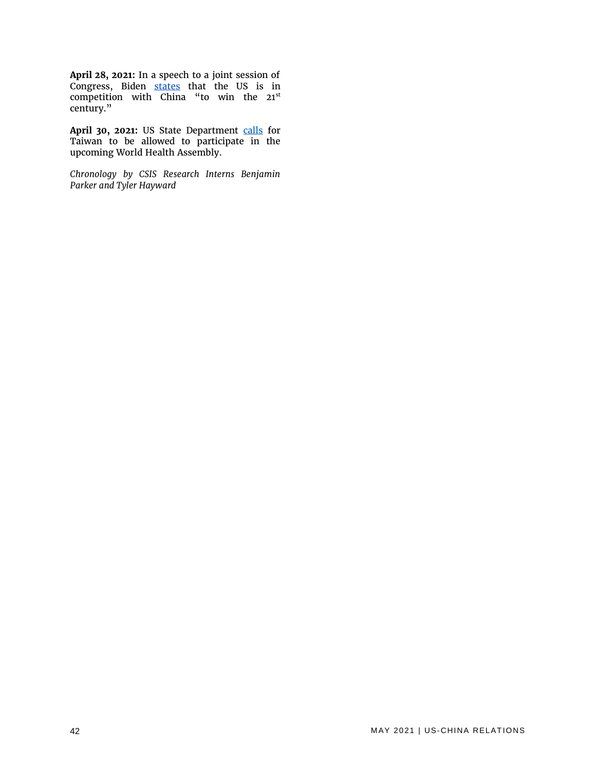**April 28, 2021:** In a speech to a joint session of Congress, Biden states that the US is in competition with China "to win the 21st century."

**April 30, 2021:** US State Department calls for Taiwan to be allowed to participate in the upcoming World Health Assembly.

*Chronology by CSIS Research Interns Benjamin Parker and Tyler Hayward*